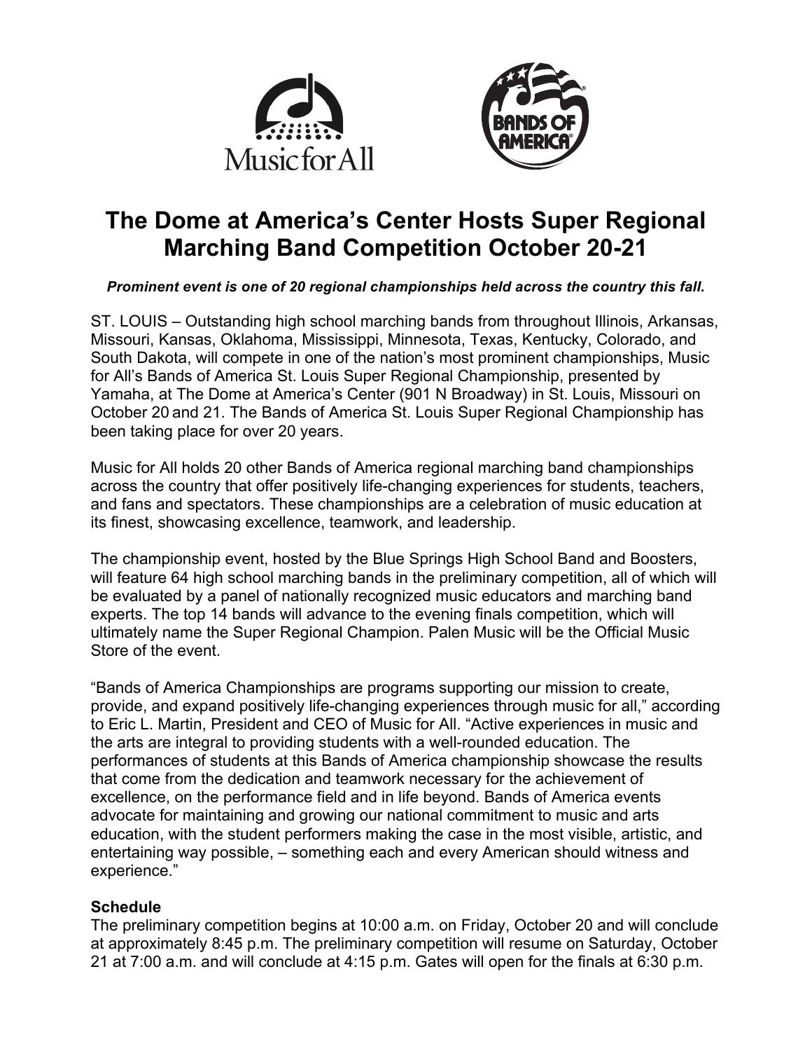# The Dome at America's Center Hosts Super Regional Marching Band Competition October 20-21

***Prominent event is one of 20 regional championships held across the country this fall.***

ST. LOUIS – Outstanding high school marching bands from throughout Illinois, Arkansas, Missouri, Kansas, Oklahoma, Mississippi, Minnesota, Texas, Kentucky, Colorado, and South Dakota, will compete in one of the nation's most prominent championships, Music for All's Bands of America St. Louis Super Regional Championship, presented by Yamaha, at The Dome at America's Center (901 N Broadway) in St. Louis, Missouri on October 20 and 21. The Bands of America St. Louis Super Regional Championship has been taking place for over 20 years.

Music for All holds 20 other Bands of America regional marching band championships across the country that offer positively life-changing experiences for students, teachers, and fans and spectators. These championships are a celebration of music education at its finest, showcasing excellence, teamwork, and leadership.

The championship event, hosted by the Blue Springs High School Band and Boosters, will feature 64 high school marching bands in the preliminary competition, all of which will be evaluated by a panel of nationally recognized music educators and marching band experts. The top 14 bands will advance to the evening finals competition, which will ultimately name the Super Regional Champion. Palen Music will be the Official Music Store of the event.

"Bands of America Championships are programs supporting our mission to create, provide, and expand positively life-changing experiences through music for all," according to Eric L. Martin, President and CEO of Music for All. "Active experiences in music and the arts are integral to providing students with a well-rounded education. The performances of students at this Bands of America championship showcase the results that come from the dedication and teamwork necessary for the achievement of excellence, on the performance field and in life beyond. Bands of America events advocate for maintaining and growing our national commitment to music and arts education, with the student performers making the case in the most visible, artistic, and entertaining way possible, – something each and every American should witness and experience."

**Schedule**
The preliminary competition begins at 10:00 a.m. on Friday, October 20 and will conclude at approximately 8:45 p.m. The preliminary competition will resume on Saturday, October 21 at 7:00 a.m. and will conclude at 4:15 p.m. Gates will open for the finals at 6:30 p.m.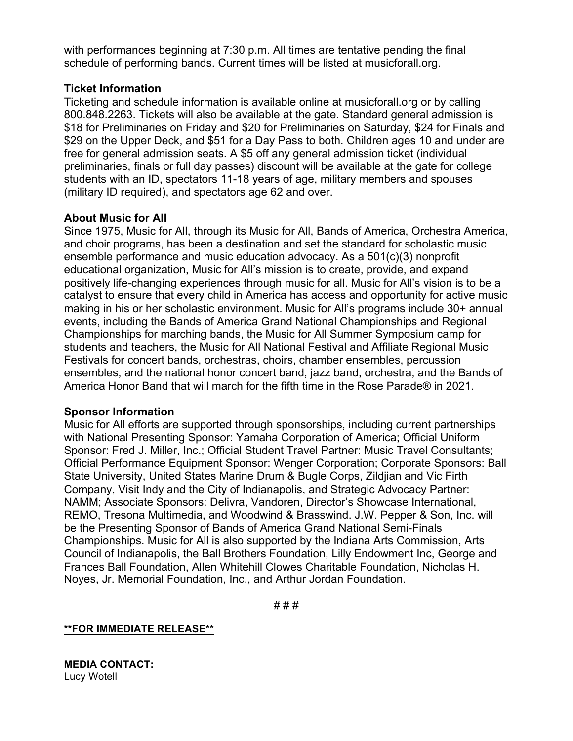with performances beginning at 7:30 p.m. All times are tentative pending the final schedule of performing bands. Current times will be listed at musicforall.org.

**Ticket Information**

Ticketing and schedule information is available online at musicforall.org or by calling 800.848.2263. Tickets will also be available at the gate. Standard general admission is $18 for Preliminaries on Friday and $20 for Preliminaries on Saturday, $24 for Finals and $29 on the Upper Deck, and $51 for a Day Pass to both. Children ages 10 and under are free for general admission seats. A $5 off any general admission ticket (individual preliminaries, finals or full day passes) discount will be available at the gate for college students with an ID, spectators 11-18 years of age, military members and spouses (military ID required), and spectators age 62 and over.

**About Music for All**

Since 1975, Music for All, through its Music for All, Bands of America, Orchestra America, and choir programs, has been a destination and set the standard for scholastic music ensemble performance and music education advocacy. As a 501(c)(3) nonprofit educational organization, Music for All's mission is to create, provide, and expand positively life-changing experiences through music for all. Music for All's vision is to be a catalyst to ensure that every child in America has access and opportunity for active music making in his or her scholastic environment. Music for All's programs include 30+ annual events, including the Bands of America Grand National Championships and Regional Championships for marching bands, the Music for All Summer Symposium camp for students and teachers, the Music for All National Festival and Affiliate Regional Music Festivals for concert bands, orchestras, choirs, chamber ensembles, percussion ensembles, and the national honor concert band, jazz band, orchestra, and the Bands of America Honor Band that will march for the fifth time in the Rose Parade® in 2021.

**Sponsor Information**

Music for All efforts are supported through sponsorships, including current partnerships with National Presenting Sponsor: Yamaha Corporation of America; Official Uniform Sponsor: Fred J. Miller, Inc.; Official Student Travel Partner: Music Travel Consultants; Official Performance Equipment Sponsor: Wenger Corporation; Corporate Sponsors: Ball State University, United States Marine Drum & Bugle Corps, Zildjian and Vic Firth Company, Visit Indy and the City of Indianapolis, and Strategic Advocacy Partner: NAMM; Associate Sponsors: Delivra, Vandoren, Director's Showcase International, REMO, Tresona Multimedia, and Woodwind & Brasswind. J.W. Pepper & Son, Inc. will be the Presenting Sponsor of Bands of America Grand National Semi-Finals Championships. Music for All is also supported by the Indiana Arts Commission, Arts Council of Indianapolis, the Ball Brothers Foundation, Lilly Endowment Inc, George and Frances Ball Foundation, Allen Whitehill Clowes Charitable Foundation, Nicholas H. Noyes, Jr. Memorial Foundation, Inc., and Arthur Jordan Foundation.

# # #

**\*\*FOR IMMEDIATE RELEASE\*\***

**MEDIA CONTACT:**
Lucy Wotell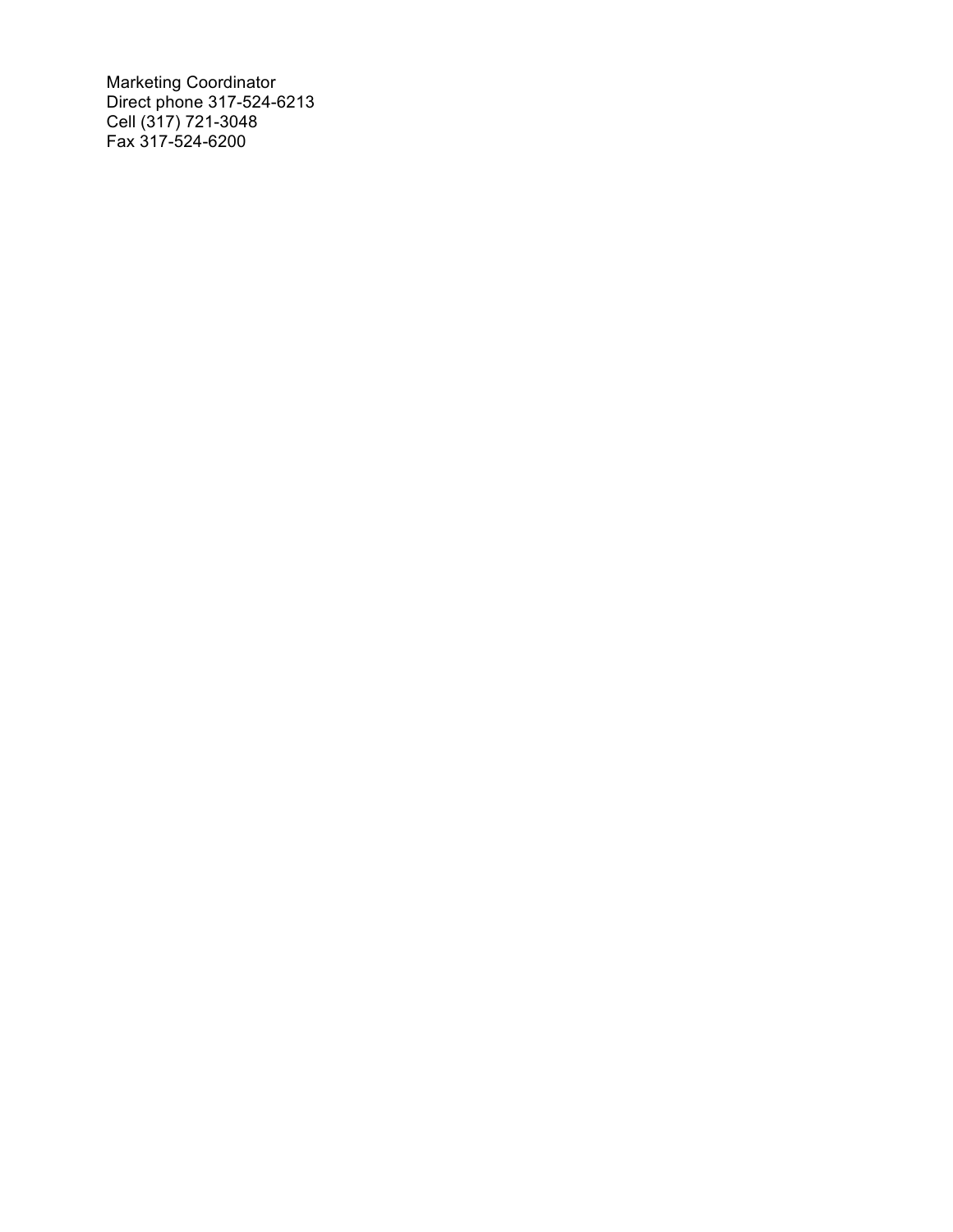Marketing Coordinator
Direct phone 317-524-6213
Cell (317) 721-3048
Fax 317-524-6200